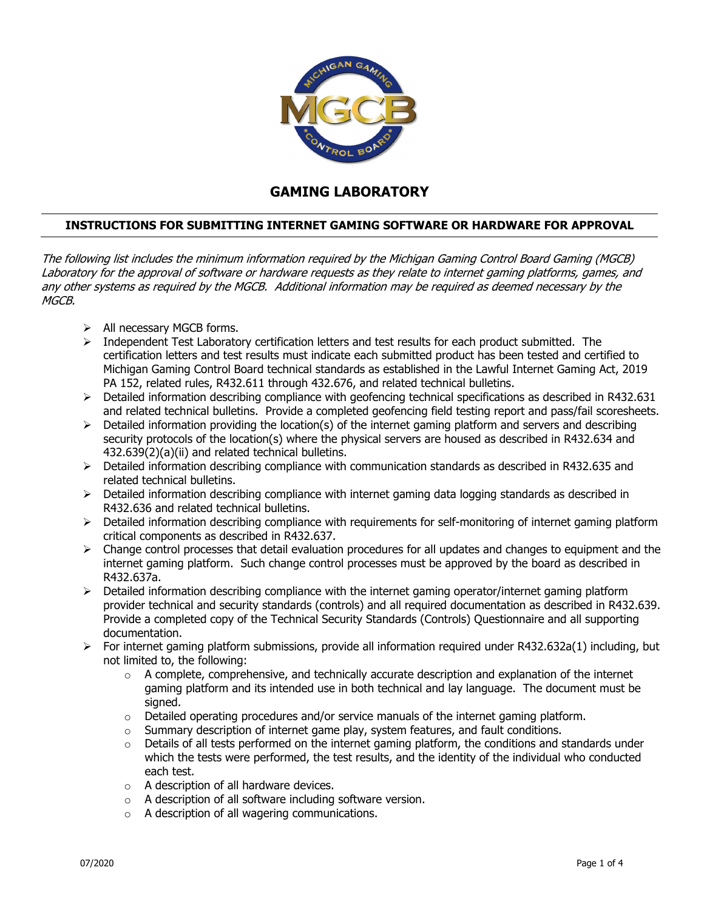# GAMING LABORATORY

## INSTRUCTIONS FOR SUBMITTING INTERNET GAMING SOFTWARE OR HARDWARE FOR APPROVAL

*The following list includes the minimum information required by the Michigan Gaming Control Board Gaming (MGCB) Laboratory for the approval of software or hardware requests as they relate to internet gaming platforms, games, and any other systems as required by the MGCB. Additional information may be required as deemed necessary by the MGCB.*

- All necessary MGCB forms.
- Independent Test Laboratory certification letters and test results for each product submitted. The certification letters and test results must indicate each submitted product has been tested and certified to Michigan Gaming Control Board technical standards as established in the Lawful Internet Gaming Act, 2019 PA 152, related rules, R432.611 through 432.676, and related technical bulletins.
- Detailed information describing compliance with geofencing technical specifications as described in R432.631 and related technical bulletins. Provide a completed geofencing field testing report and pass/fail scoresheets.
- Detailed information providing the location(s) of the internet gaming platform and servers and describing security protocols of the location(s) where the physical servers are housed as described in R432.634 and 432.639(2)(a)(ii) and related technical bulletins.
- Detailed information describing compliance with communication standards as described in R432.635 and related technical bulletins.
- Detailed information describing compliance with internet gaming data logging standards as described in R432.636 and related technical bulletins.
- Detailed information describing compliance with requirements for self-monitoring of internet gaming platform critical components as described in R432.637.
- Change control processes that detail evaluation procedures for all updates and changes to equipment and the internet gaming platform. Such change control processes must be approved by the board as described in R432.637a.
- Detailed information describing compliance with the internet gaming operator/internet gaming platform provider technical and security standards (controls) and all required documentation as described in R432.639. Provide a completed copy of the Technical Security Standards (Controls) Questionnaire and all supporting documentation.
- For internet gaming platform submissions, provide all information required under R432.632a(1) including, but not limited to, the following:
  - A complete, comprehensive, and technically accurate description and explanation of the internet gaming platform and its intended use in both technical and lay language. The document must be signed.
  - Detailed operating procedures and/or service manuals of the internet gaming platform.
  - Summary description of internet game play, system features, and fault conditions.
  - Details of all tests performed on the internet gaming platform, the conditions and standards under which the tests were performed, the test results, and the identity of the individual who conducted each test.
  - A description of all hardware devices.
  - A description of all software including software version.
  - A description of all wagering communications.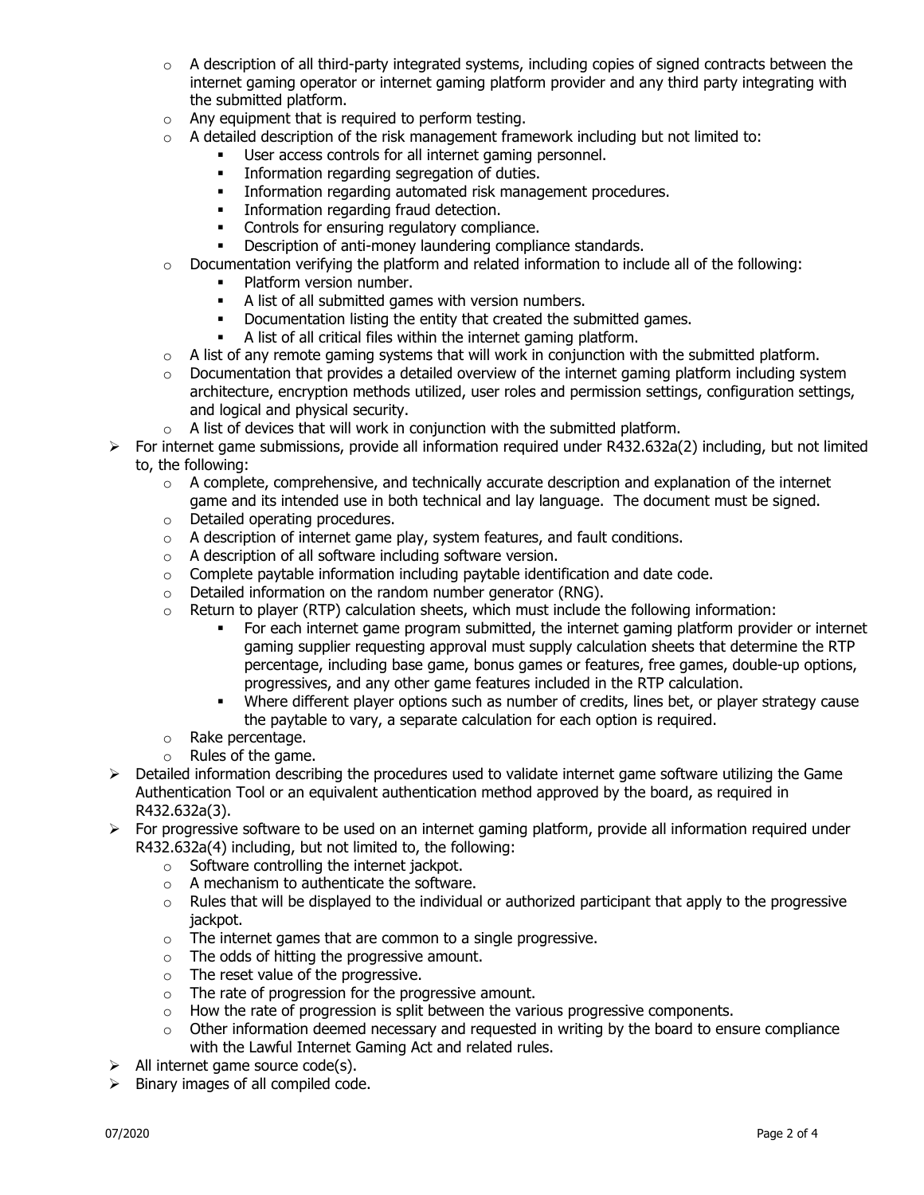- A description of all third-party integrated systems, including copies of signed contracts between the internet gaming operator or internet gaming platform provider and any third party integrating with the submitted platform.
  - Any equipment that is required to perform testing.
  - A detailed description of the risk management framework including but not limited to:
    - User access controls for all internet gaming personnel.
    - Information regarding segregation of duties.
    - Information regarding automated risk management procedures.
    - Information regarding fraud detection.
    - Controls for ensuring regulatory compliance.
    - Description of anti-money laundering compliance standards.
  - Documentation verifying the platform and related information to include all of the following:
    - Platform version number.
    - A list of all submitted games with version numbers.
    - Documentation listing the entity that created the submitted games.
    - A list of all critical files within the internet gaming platform.
  - A list of any remote gaming systems that will work in conjunction with the submitted platform.
  - Documentation that provides a detailed overview of the internet gaming platform including system architecture, encryption methods utilized, user roles and permission settings, configuration settings, and logical and physical security.
  - A list of devices that will work in conjunction with the submitted platform.
- For internet game submissions, provide all information required under R432.632a(2) including, but not limited to, the following:
  - A complete, comprehensive, and technically accurate description and explanation of the internet game and its intended use in both technical and lay language. The document must be signed.
  - Detailed operating procedures.
  - A description of internet game play, system features, and fault conditions.
  - A description of all software including software version.
  - Complete paytable information including paytable identification and date code.
  - Detailed information on the random number generator (RNG).
  - Return to player (RTP) calculation sheets, which must include the following information:
    - For each internet game program submitted, the internet gaming platform provider or internet gaming supplier requesting approval must supply calculation sheets that determine the RTP percentage, including base game, bonus games or features, free games, double-up options, progressives, and any other game features included in the RTP calculation.
    - Where different player options such as number of credits, lines bet, or player strategy cause the paytable to vary, a separate calculation for each option is required.
  - Rake percentage.
  - Rules of the game.
- Detailed information describing the procedures used to validate internet game software utilizing the Game Authentication Tool or an equivalent authentication method approved by the board, as required in R432.632a(3).
- For progressive software to be used on an internet gaming platform, provide all information required under R432.632a(4) including, but not limited to, the following:
  - Software controlling the internet jackpot.
  - A mechanism to authenticate the software.
  - Rules that will be displayed to the individual or authorized participant that apply to the progressive jackpot.
  - The internet games that are common to a single progressive.
  - The odds of hitting the progressive amount.
  - The reset value of the progressive.
  - The rate of progression for the progressive amount.
  - How the rate of progression is split between the various progressive components.
  - Other information deemed necessary and requested in writing by the board to ensure compliance with the Lawful Internet Gaming Act and related rules.
- All internet game source code(s).
- Binary images of all compiled code.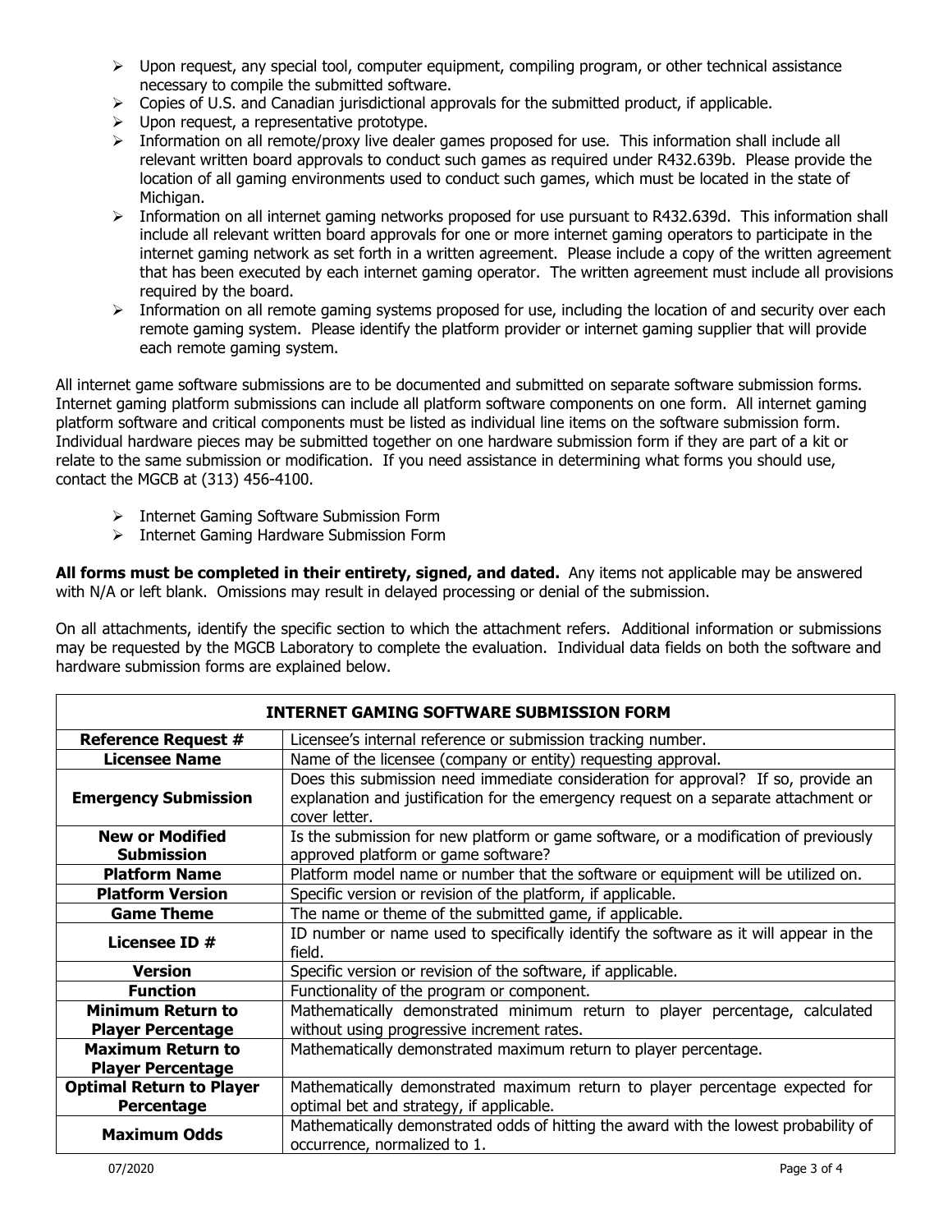- Upon request, any special tool, computer equipment, compiling program, or other technical assistance necessary to compile the submitted software.
- Copies of U.S. and Canadian jurisdictional approvals for the submitted product, if applicable.
- Upon request, a representative prototype.
- Information on all remote/proxy live dealer games proposed for use. This information shall include all relevant written board approvals to conduct such games as required under R432.639b. Please provide the location of all gaming environments used to conduct such games, which must be located in the state of Michigan.
- Information on all internet gaming networks proposed for use pursuant to R432.639d. This information shall include all relevant written board approvals for one or more internet gaming operators to participate in the internet gaming network as set forth in a written agreement. Please include a copy of the written agreement that has been executed by each internet gaming operator. The written agreement must include all provisions required by the board.
- Information on all remote gaming systems proposed for use, including the location of and security over each remote gaming system. Please identify the platform provider or internet gaming supplier that will provide each remote gaming system.

All internet game software submissions are to be documented and submitted on separate software submission forms. Internet gaming platform submissions can include all platform software components on one form. All internet gaming platform software and critical components must be listed as individual line items on the software submission form. Individual hardware pieces may be submitted together on one hardware submission form if they are part of a kit or relate to the same submission or modification. If you need assistance in determining what forms you should use, contact the MGCB at (313) 456-4100.

- Internet Gaming Software Submission Form
- Internet Gaming Hardware Submission Form

**All forms must be completed in their entirety, signed, and dated.** Any items not applicable may be answered with N/A or left blank. Omissions may result in delayed processing or denial of the submission.

On all attachments, identify the specific section to which the attachment refers. Additional information or submissions may be requested by the MGCB Laboratory to complete the evaluation. Individual data fields on both the software and hardware submission forms are explained below.

| **INTERNET GAMING SOFTWARE SUBMISSION FORM** | |
|---|---|
| **Reference Request #** | Licensee's internal reference or submission tracking number. |
| **Licensee Name** | Name of the licensee (company or entity) requesting approval. |
| **Emergency Submission** | Does this submission need immediate consideration for approval? If so, provide an explanation and justification for the emergency request on a separate attachment or cover letter. |
| **New or Modified Submission** | Is the submission for new platform or game software, or a modification of previously approved platform or game software? |
| **Platform Name** | Platform model name or number that the software or equipment will be utilized on. |
| **Platform Version** | Specific version or revision of the platform, if applicable. |
| **Game Theme** | The name or theme of the submitted game, if applicable. |
| **Licensee ID #** | ID number or name used to specifically identify the software as it will appear in the field. |
| **Version** | Specific version or revision of the software, if applicable. |
| **Function** | Functionality of the program or component. |
| **Minimum Return to Player Percentage** | Mathematically demonstrated minimum return to player percentage, calculated without using progressive increment rates. |
| **Maximum Return to Player Percentage** | Mathematically demonstrated maximum return to player percentage. |
| **Optimal Return to Player Percentage** | Mathematically demonstrated maximum return to player percentage expected for optimal bet and strategy, if applicable. |
| **Maximum Odds** | Mathematically demonstrated odds of hitting the award with the lowest probability of occurrence, normalized to 1. |

07/2020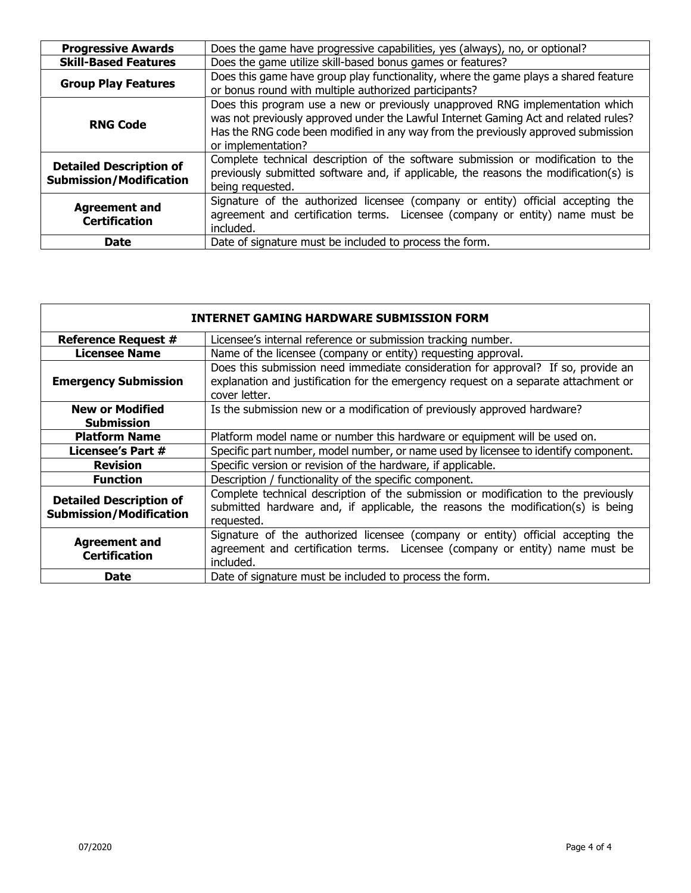| | |
|---|---|
| **Progressive Awards** | Does the game have progressive capabilities, yes (always), no, or optional? |
| **Skill-Based Features** | Does the game utilize skill-based bonus games or features? |
| **Group Play Features** | Does this game have group play functionality, where the game plays a shared feature or bonus round with multiple authorized participants? |
| **RNG Code** | Does this program use a new or previously unapproved RNG implementation which was not previously approved under the Lawful Internet Gaming Act and related rules? Has the RNG code been modified in any way from the previously approved submission or implementation? |
| **Detailed Description of Submission/Modification** | Complete technical description of the software submission or modification to the previously submitted software and, if applicable, the reasons the modification(s) is being requested. |
| **Agreement and Certification** | Signature of the authorized licensee (company or entity) official accepting the agreement and certification terms. Licensee (company or entity) name must be included. |
| **Date** | Date of signature must be included to process the form. |

| **INTERNET GAMING HARDWARE SUBMISSION FORM** | |
|---|---|
| **Reference Request #** | Licensee's internal reference or submission tracking number. |
| **Licensee Name** | Name of the licensee (company or entity) requesting approval. |
| **Emergency Submission** | Does this submission need immediate consideration for approval? If so, provide an explanation and justification for the emergency request on a separate attachment or cover letter. |
| **New or Modified Submission** | Is the submission new or a modification of previously approved hardware? |
| **Platform Name** | Platform model name or number this hardware or equipment will be used on. |
| **Licensee's Part #** | Specific part number, model number, or name used by licensee to identify component. |
| **Revision** | Specific version or revision of the hardware, if applicable. |
| **Function** | Description / functionality of the specific component. |
| **Detailed Description of Submission/Modification** | Complete technical description of the submission or modification to the previously submitted hardware and, if applicable, the reasons the modification(s) is being requested. |
| **Agreement and Certification** | Signature of the authorized licensee (company or entity) official accepting the agreement and certification terms. Licensee (company or entity) name must be included. |
| **Date** | Date of signature must be included to process the form. |

07/2020